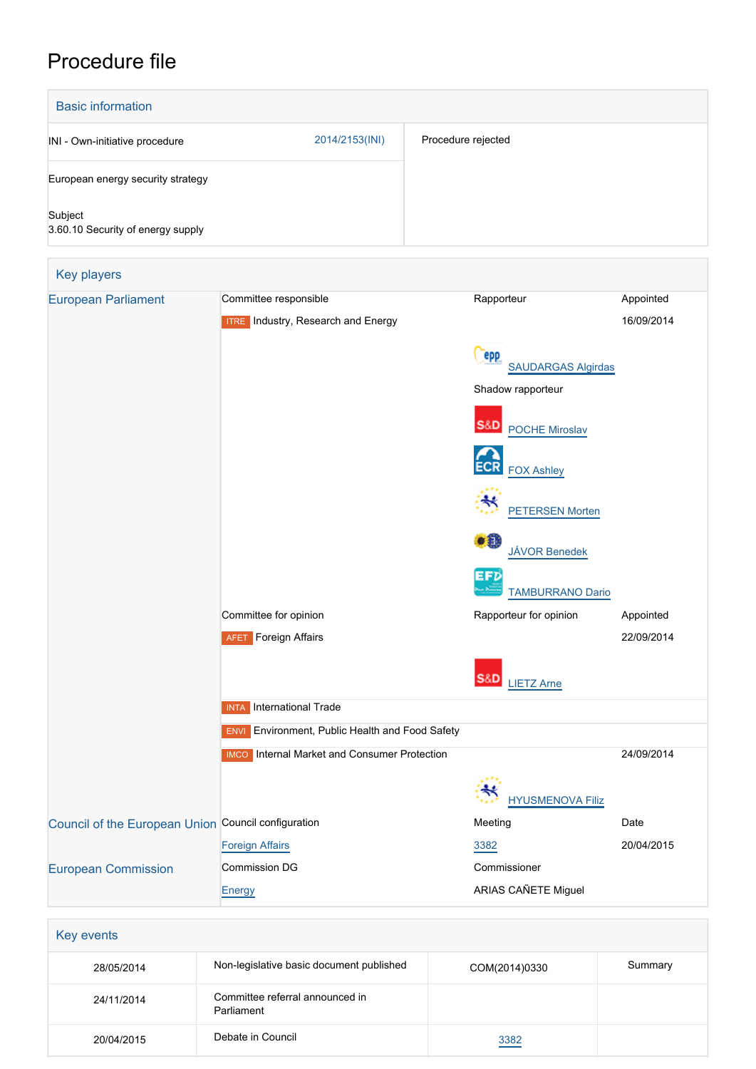# Procedure file

## Basic information

| | | |
|---|---|---|
| INI - Own-initiative procedure | 2014/2153(INI) | Procedure rejected |
| European energy security strategy | | |
| Subject<br>3.60.10 Security of energy supply | | |

## Key players

| | | | |
|---|---|---|---|
| European Parliament | Committee responsible | Rapporteur | Appointed |
| | ITRE Industry, Research and Energy | | 16/09/2014 |
| | | SAUDARGAS Algirdas | |
| | | Shadow rapporteur | |
| | | POCHE Miroslav | |
| | | FOX Ashley | |
| | | PETERSEN Morten | |
| | | JÁVOR Benedek | |
| | | TAMBURRANO Dario | |
| | Committee for opinion | Rapporteur for opinion | Appointed |
| | AFET Foreign Affairs | | 22/09/2014 |
| | | LIETZ Arne | |
| | INTA International Trade | | |
| | ENVI Environment, Public Health and Food Safety | | |
| | IMCO Internal Market and Consumer Protection | | 24/09/2014 |
| | | HYUSMENOVA Filiz | |
| Council of the European Union | Council configuration | Meeting | Date |
| | Foreign Affairs | 3382 | 20/04/2015 |
| European Commission | Commission DG | Commissioner | |
| | Energy | ARIAS CAÑETE Miguel | |

## Key events

| | | | |
|---|---|---|---|
| 28/05/2014 | Non-legislative basic document published | COM(2014)0330 | Summary |
| 24/11/2014 | Committee referral announced in Parliament | | |
| 20/04/2015 | Debate in Council | 3382 | |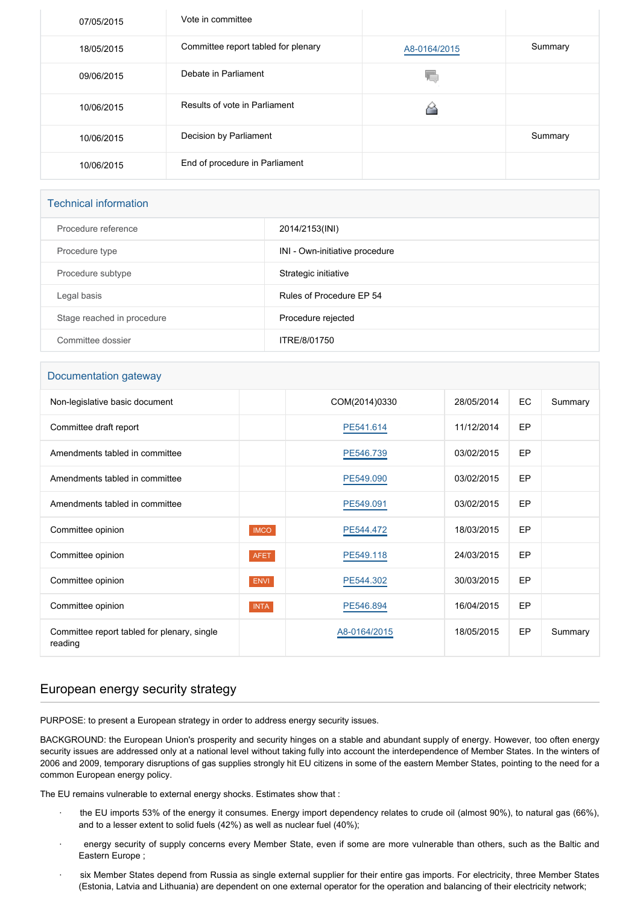| | | | |
|---|---|---|---|
| 07/05/2015 | Vote in committee | | |
| 18/05/2015 | Committee report tabled for plenary | A8-0164/2015 | Summary |
| 09/06/2015 | Debate in Parliament | | |
| 10/06/2015 | Results of vote in Parliament | | |
| 10/06/2015 | Decision by Parliament | | Summary |
| 10/06/2015 | End of procedure in Parliament | | |

## Technical information

| | |
|---|---|
| Procedure reference | 2014/2153(INI) |
| Procedure type | INI - Own-initiative procedure |
| Procedure subtype | Strategic initiative |
| Legal basis | Rules of Procedure EP 54 |
| Stage reached in procedure | Procedure rejected |
| Committee dossier | ITRE/8/01750 |

## Documentation gateway

| | | | | | |
|---|---|---|---|---|---|
| Non-legislative basic document | | COM(2014)0330 | 28/05/2014 | EC | Summary |
| Committee draft report | | PE541.614 | 11/12/2014 | EP | |
| Amendments tabled in committee | | PE546.739 | 03/02/2015 | EP | |
| Amendments tabled in committee | | PE549.090 | 03/02/2015 | EP | |
| Amendments tabled in committee | | PE549.091 | 03/02/2015 | EP | |
| Committee opinion | IMCO | PE544.472 | 18/03/2015 | EP | |
| Committee opinion | AFET | PE549.118 | 24/03/2015 | EP | |
| Committee opinion | ENVI | PE544.302 | 30/03/2015 | EP | |
| Committee opinion | INTA | PE546.894 | 16/04/2015 | EP | |
| Committee report tabled for plenary, single reading | | A8-0164/2015 | 18/05/2015 | EP | Summary |

## European energy security strategy

PURPOSE: to present a European strategy in order to address energy security issues.

BACKGROUND: the European Union's prosperity and security hinges on a stable and abundant supply of energy. However, too often energy security issues are addressed only at a national level without taking fully into account the interdependence of Member States. In the winters of 2006 and 2009, temporary disruptions of gas supplies strongly hit EU citizens in some of the eastern Member States, pointing to the need for a common European energy policy.

The EU remains vulnerable to external energy shocks. Estimates show that :

- the EU imports 53% of the energy it consumes. Energy import dependency relates to crude oil (almost 90%), to natural gas (66%), and to a lesser extent to solid fuels (42%) as well as nuclear fuel (40%);
- energy security of supply concerns every Member State, even if some are more vulnerable than others, such as the Baltic and Eastern Europe ;
- six Member States depend from Russia as single external supplier for their entire gas imports. For electricity, three Member States (Estonia, Latvia and Lithuania) are dependent on one external operator for the operation and balancing of their electricity network;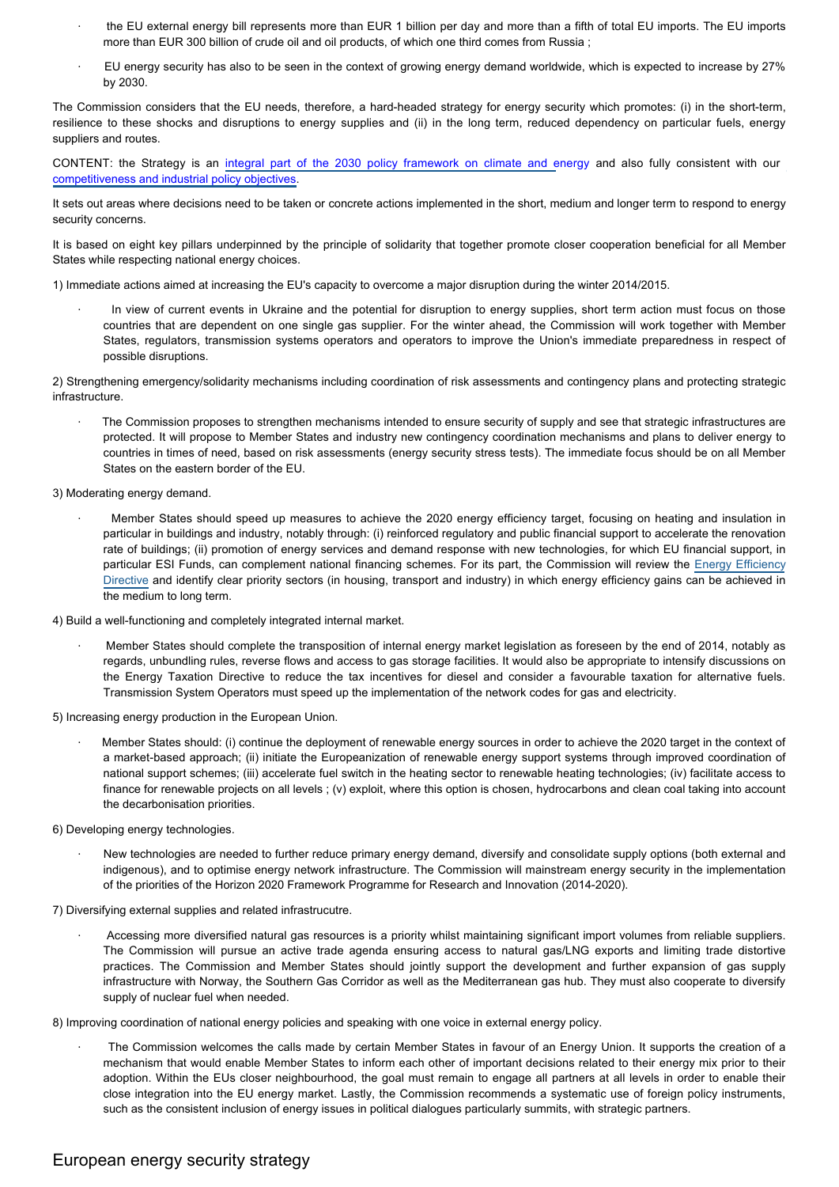- the EU external energy bill represents more than EUR 1 billion per day and more than a fifth of total EU imports. The EU imports more than EUR 300 billion of crude oil and oil products, of which one third comes from Russia ;
- EU energy security has also to be seen in the context of growing energy demand worldwide, which is expected to increase by 27% by 2030.

The Commission considers that the EU needs, therefore, a hard-headed strategy for energy security which promotes: (i) in the short-term, resilience to these shocks and disruptions to energy supplies and (ii) in the long term, reduced dependency on particular fuels, energy suppliers and routes.

CONTENT: the Strategy is an integral part of the 2030 policy framework on climate and energy and also fully consistent with our competitiveness and industrial policy objectives.

It sets out areas where decisions need to be taken or concrete actions implemented in the short, medium and longer term to respond to energy security concerns.

It is based on eight key pillars underpinned by the principle of solidarity that together promote closer cooperation beneficial for all Member States while respecting national energy choices.

1) Immediate actions aimed at increasing the EU's capacity to overcome a major disruption during the winter 2014/2015.

- In view of current events in Ukraine and the potential for disruption to energy supplies, short term action must focus on those countries that are dependent on one single gas supplier. For the winter ahead, the Commission will work together with Member States, regulators, transmission systems operators and operators to improve the Union's immediate preparedness in respect of possible disruptions.

2) Strengthening emergency/solidarity mechanisms including coordination of risk assessments and contingency plans and protecting strategic infrastructure.

- The Commission proposes to strengthen mechanisms intended to ensure security of supply and see that strategic infrastructures are protected. It will propose to Member States and industry new contingency coordination mechanisms and plans to deliver energy to countries in times of need, based on risk assessments (energy security stress tests). The immediate focus should be on all Member States on the eastern border of the EU.

3) Moderating energy demand.

- Member States should speed up measures to achieve the 2020 energy efficiency target, focusing on heating and insulation in particular in buildings and industry, notably through: (i) reinforced regulatory and public financial support to accelerate the renovation rate of buildings; (ii) promotion of energy services and demand response with new technologies, for which EU financial support, in particular ESI Funds, can complement national financing schemes. For its part, the Commission will review the Energy Efficiency Directive and identify clear priority sectors (in housing, transport and industry) in which energy efficiency gains can be achieved in the medium to long term.

4) Build a well-functioning and completely integrated internal market.

- Member States should complete the transposition of internal energy market legislation as foreseen by the end of 2014, notably as regards, unbundling rules, reverse flows and access to gas storage facilities. It would also be appropriate to intensify discussions on the Energy Taxation Directive to reduce the tax incentives for diesel and consider a favourable taxation for alternative fuels. Transmission System Operators must speed up the implementation of the network codes for gas and electricity.

5) Increasing energy production in the European Union.

- Member States should: (i) continue the deployment of renewable energy sources in order to achieve the 2020 target in the context of a market-based approach; (ii) initiate the Europeanization of renewable energy support systems through improved coordination of national support schemes; (iii) accelerate fuel switch in the heating sector to renewable heating technologies; (iv) facilitate access to finance for renewable projects on all levels ; (v) exploit, where this option is chosen, hydrocarbons and clean coal taking into account the decarbonisation priorities.

6) Developing energy technologies.

- New technologies are needed to further reduce primary energy demand, diversify and consolidate supply options (both external and indigenous), and to optimise energy network infrastructure. The Commission will mainstream energy security in the implementation of the priorities of the Horizon 2020 Framework Programme for Research and Innovation (2014-2020).

7) Diversifying external supplies and related infrastrucutre.

- Accessing more diversified natural gas resources is a priority whilst maintaining significant import volumes from reliable suppliers. The Commission will pursue an active trade agenda ensuring access to natural gas/LNG exports and limiting trade distortive practices. The Commission and Member States should jointly support the development and further expansion of gas supply infrastructure with Norway, the Southern Gas Corridor as well as the Mediterranean gas hub. They must also cooperate to diversify supply of nuclear fuel when needed.

8) Improving coordination of national energy policies and speaking with one voice in external energy policy.

- The Commission welcomes the calls made by certain Member States in favour of an Energy Union. It supports the creation of a mechanism that would enable Member States to inform each other of important decisions related to their energy mix prior to their adoption. Within the EUs closer neighbourhood, the goal must remain to engage all partners at all levels in order to enable their close integration into the EU energy market. Lastly, the Commission recommends a systematic use of foreign policy instruments, such as the consistent inclusion of energy issues in political dialogues particularly summits, with strategic partners.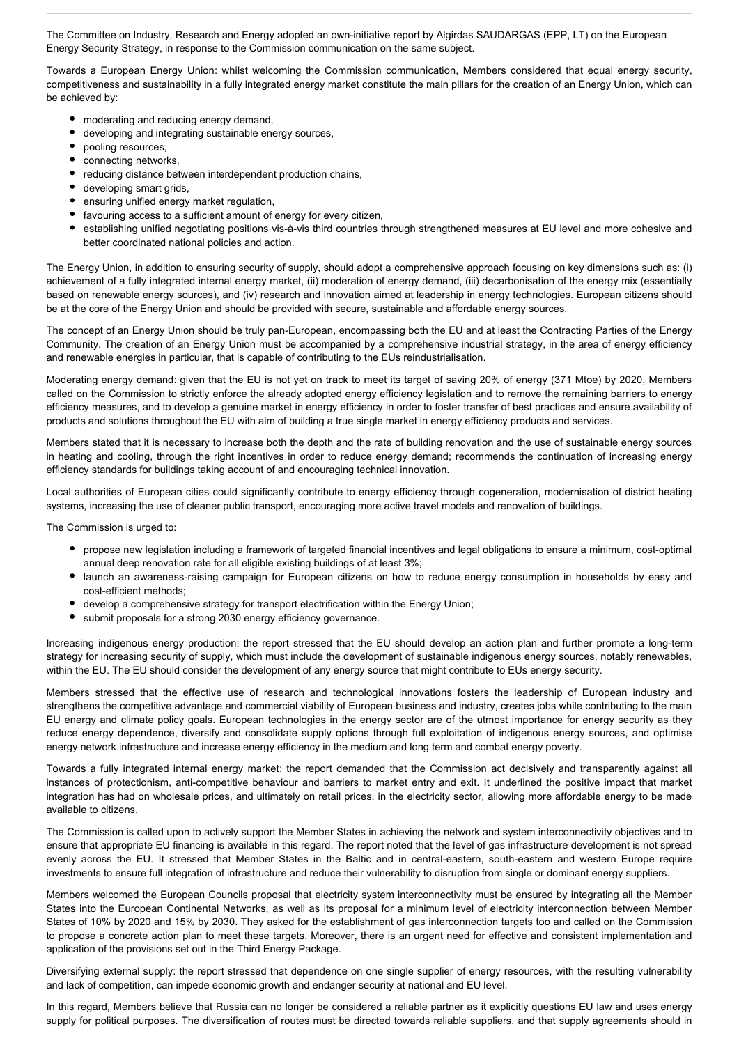The Committee on Industry, Research and Energy adopted an own-initiative report by Algirdas SAUDARGAS (EPP, LT) on the European Energy Security Strategy, in response to the Commission communication on the same subject.

Towards a European Energy Union: whilst welcoming the Commission communication, Members considered that equal energy security, competitiveness and sustainability in a fully integrated energy market constitute the main pillars for the creation of an Energy Union, which can be achieved by:

- moderating and reducing energy demand,
- developing and integrating sustainable energy sources,
- pooling resources,
- connecting networks,
- reducing distance between interdependent production chains,
- developing smart grids,
- ensuring unified energy market regulation,
- favouring access to a sufficient amount of energy for every citizen,
- establishing unified negotiating positions vis-à-vis third countries through strengthened measures at EU level and more cohesive and better coordinated national policies and action.

The Energy Union, in addition to ensuring security of supply, should adopt a comprehensive approach focusing on key dimensions such as: (i) achievement of a fully integrated internal energy market, (ii) moderation of energy demand, (iii) decarbonisation of the energy mix (essentially based on renewable energy sources), and (iv) research and innovation aimed at leadership in energy technologies. European citizens should be at the core of the Energy Union and should be provided with secure, sustainable and affordable energy sources.

The concept of an Energy Union should be truly pan-European, encompassing both the EU and at least the Contracting Parties of the Energy Community. The creation of an Energy Union must be accompanied by a comprehensive industrial strategy, in the area of energy efficiency and renewable energies in particular, that is capable of contributing to the EUs reindustrialisation.

Moderating energy demand: given that the EU is not yet on track to meet its target of saving 20% of energy (371 Mtoe) by 2020, Members called on the Commission to strictly enforce the already adopted energy efficiency legislation and to remove the remaining barriers to energy efficiency measures, and to develop a genuine market in energy efficiency in order to foster transfer of best practices and ensure availability of products and solutions throughout the EU with aim of building a true single market in energy efficiency products and services.

Members stated that it is necessary to increase both the depth and the rate of building renovation and the use of sustainable energy sources in heating and cooling, through the right incentives in order to reduce energy demand; recommends the continuation of increasing energy efficiency standards for buildings taking account of and encouraging technical innovation.

Local authorities of European cities could significantly contribute to energy efficiency through cogeneration, modernisation of district heating systems, increasing the use of cleaner public transport, encouraging more active travel models and renovation of buildings.

The Commission is urged to:

- propose new legislation including a framework of targeted financial incentives and legal obligations to ensure a minimum, cost-optimal annual deep renovation rate for all eligible existing buildings of at least 3%;
- launch an awareness-raising campaign for European citizens on how to reduce energy consumption in households by easy and cost-efficient methods;
- develop a comprehensive strategy for transport electrification within the Energy Union;
- submit proposals for a strong 2030 energy efficiency governance.

Increasing indigenous energy production: the report stressed that the EU should develop an action plan and further promote a long-term strategy for increasing security of supply, which must include the development of sustainable indigenous energy sources, notably renewables, within the EU. The EU should consider the development of any energy source that might contribute to EUs energy security.

Members stressed that the effective use of research and technological innovations fosters the leadership of European industry and strengthens the competitive advantage and commercial viability of European business and industry, creates jobs while contributing to the main EU energy and climate policy goals. European technologies in the energy sector are of the utmost importance for energy security as they reduce energy dependence, diversify and consolidate supply options through full exploitation of indigenous energy sources, and optimise energy network infrastructure and increase energy efficiency in the medium and long term and combat energy poverty.

Towards a fully integrated internal energy market: the report demanded that the Commission act decisively and transparently against all instances of protectionism, anti-competitive behaviour and barriers to market entry and exit. It underlined the positive impact that market integration has had on wholesale prices, and ultimately on retail prices, in the electricity sector, allowing more affordable energy to be made available to citizens.

The Commission is called upon to actively support the Member States in achieving the network and system interconnectivity objectives and to ensure that appropriate EU financing is available in this regard. The report noted that the level of gas infrastructure development is not spread evenly across the EU. It stressed that Member States in the Baltic and in central-eastern, south-eastern and western Europe require investments to ensure full integration of infrastructure and reduce their vulnerability to disruption from single or dominant energy suppliers.

Members welcomed the European Councils proposal that electricity system interconnectivity must be ensured by integrating all the Member States into the European Continental Networks, as well as its proposal for a minimum level of electricity interconnection between Member States of 10% by 2020 and 15% by 2030. They asked for the establishment of gas interconnection targets too and called on the Commission to propose a concrete action plan to meet these targets. Moreover, there is an urgent need for effective and consistent implementation and application of the provisions set out in the Third Energy Package.

Diversifying external supply: the report stressed that dependence on one single supplier of energy resources, with the resulting vulnerability and lack of competition, can impede economic growth and endanger security at national and EU level.

In this regard, Members believe that Russia can no longer be considered a reliable partner as it explicitly questions EU law and uses energy supply for political purposes. The diversification of routes must be directed towards reliable suppliers, and that supply agreements should in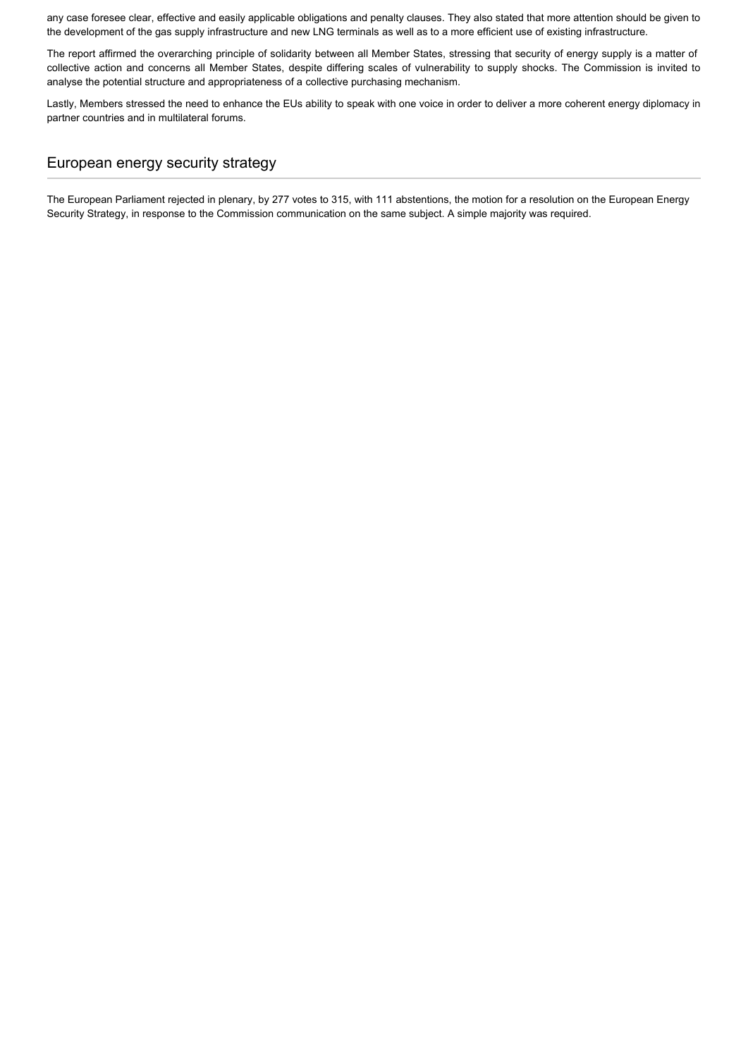any case foresee clear, effective and easily applicable obligations and penalty clauses. They also stated that more attention should be given to the development of the gas supply infrastructure and new LNG terminals as well as to a more efficient use of existing infrastructure.

The report affirmed the overarching principle of solidarity between all Member States, stressing that security of energy supply is a matter of collective action and concerns all Member States, despite differing scales of vulnerability to supply shocks. The Commission is invited to analyse the potential structure and appropriateness of a collective purchasing mechanism.

Lastly, Members stressed the need to enhance the EUs ability to speak with one voice in order to deliver a more coherent energy diplomacy in partner countries and in multilateral forums.

## European energy security strategy

The European Parliament rejected in plenary, by 277 votes to 315, with 111 abstentions, the motion for a resolution on the European Energy Security Strategy, in response to the Commission communication on the same subject. A simple majority was required.